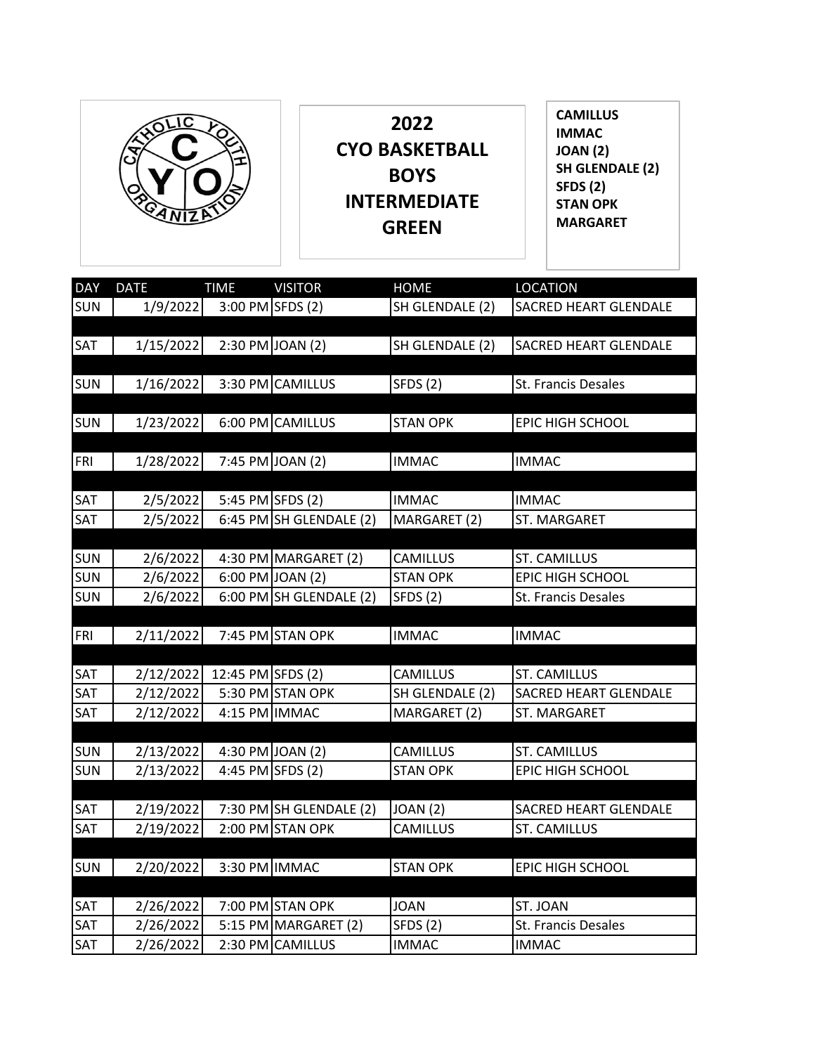CATHOLIC YOUTH ORGANIZATION

# 2022 CYO BASKETBALL BOYS INTERMEDIATE GREEN

**CAMILLUS**
**IMMAC**
**JOAN (2)**
**SH GLENDALE (2)**
**SFDS (2)**
**STAN OPK**
**MARGARET**

| DAY | DATE | TIME | VISITOR | HOME | LOCATION |
|---|---|---|---|---|---|
| SUN | 1/9/2022 | 3:00 PM | SFDS (2) | SH GLENDALE (2) | SACRED HEART GLENDALE |
| | | | | | |
| SAT | 1/15/2022 | 2:30 PM | JOAN (2) | SH GLENDALE (2) | SACRED HEART GLENDALE |
| | | | | | |
| SUN | 1/16/2022 | 3:30 PM | CAMILLUS | SFDS (2) | St. Francis Desales |
| | | | | | |
| SUN | 1/23/2022 | 6:00 PM | CAMILLUS | STAN OPK | EPIC HIGH SCHOOL |
| | | | | | |
| FRI | 1/28/2022 | 7:45 PM | JOAN (2) | IMMAC | IMMAC |
| | | | | | |
| SAT | 2/5/2022 | 5:45 PM | SFDS (2) | IMMAC | IMMAC |
| SAT | 2/5/2022 | 6:45 PM | SH GLENDALE (2) | MARGARET (2) | ST. MARGARET |
| | | | | | |
| SUN | 2/6/2022 | 4:30 PM | MARGARET (2) | CAMILLUS | ST. CAMILLUS |
| SUN | 2/6/2022 | 6:00 PM | JOAN (2) | STAN OPK | EPIC HIGH SCHOOL |
| SUN | 2/6/2022 | 6:00 PM | SH GLENDALE (2) | SFDS (2) | St. Francis Desales |
| | | | | | |
| FRI | 2/11/2022 | 7:45 PM | STAN OPK | IMMAC | IMMAC |
| | | | | | |
| SAT | 2/12/2022 | 12:45 PM | SFDS (2) | CAMILLUS | ST. CAMILLUS |
| SAT | 2/12/2022 | 5:30 PM | STAN OPK | SH GLENDALE (2) | SACRED HEART GLENDALE |
| SAT | 2/12/2022 | 4:15 PM | IMMAC | MARGARET (2) | ST. MARGARET |
| | | | | | |
| SUN | 2/13/2022 | 4:30 PM | JOAN (2) | CAMILLUS | ST. CAMILLUS |
| SUN | 2/13/2022 | 4:45 PM | SFDS (2) | STAN OPK | EPIC HIGH SCHOOL |
| | | | | | |
| SAT | 2/19/2022 | 7:30 PM | SH GLENDALE (2) | JOAN (2) | SACRED HEART GLENDALE |
| SAT | 2/19/2022 | 2:00 PM | STAN OPK | CAMILLUS | ST. CAMILLUS |
| | | | | | |
| SUN | 2/20/2022 | 3:30 PM | IMMAC | STAN OPK | EPIC HIGH SCHOOL |
| | | | | | |
| SAT | 2/26/2022 | 7:00 PM | STAN OPK | JOAN | ST. JOAN |
| SAT | 2/26/2022 | 5:15 PM | MARGARET (2) | SFDS (2) | St. Francis Desales |
| SAT | 2/26/2022 | 2:30 PM | CAMILLUS | IMMAC | IMMAC |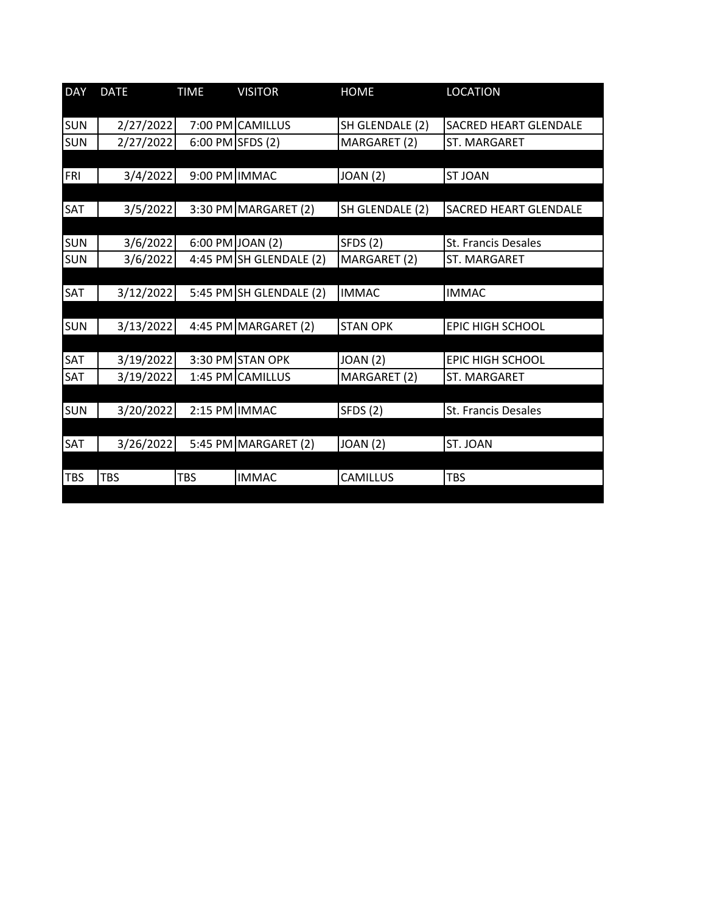| DAY | DATE | TIME | VISITOR | HOME | LOCATION |
|---|---|---|---|---|---|
| SUN | 2/27/2022 | 7:00 PM | CAMILLUS | SH GLENDALE (2) | SACRED HEART GLENDALE |
| SUN | 2/27/2022 | 6:00 PM | SFDS (2) | MARGARET (2) | ST. MARGARET |
| | | | | | |
| FRI | 3/4/2022 | 9:00 PM | IMMAC | JOAN (2) | ST JOAN |
| | | | | | |
| SAT | 3/5/2022 | 3:30 PM | MARGARET (2) | SH GLENDALE (2) | SACRED HEART GLENDALE |
| | | | | | |
| SUN | 3/6/2022 | 6:00 PM | JOAN (2) | SFDS (2) | St. Francis Desales |
| SUN | 3/6/2022 | 4:45 PM | SH GLENDALE (2) | MARGARET (2) | ST. MARGARET |
| | | | | | |
| SAT | 3/12/2022 | 5:45 PM | SH GLENDALE (2) | IMMAC | IMMAC |
| | | | | | |
| SUN | 3/13/2022 | 4:45 PM | MARGARET (2) | STAN OPK | EPIC HIGH SCHOOL |
| | | | | | |
| SAT | 3/19/2022 | 3:30 PM | STAN OPK | JOAN (2) | EPIC HIGH SCHOOL |
| SAT | 3/19/2022 | 1:45 PM | CAMILLUS | MARGARET (2) | ST. MARGARET |
| | | | | | |
| SUN | 3/20/2022 | 2:15 PM | IMMAC | SFDS (2) | St. Francis Desales |
| | | | | | |
| SAT | 3/26/2022 | 5:45 PM | MARGARET (2) | JOAN (2) | ST. JOAN |
| | | | | | |
| TBS | TBS | TBS | IMMAC | CAMILLUS | TBS |